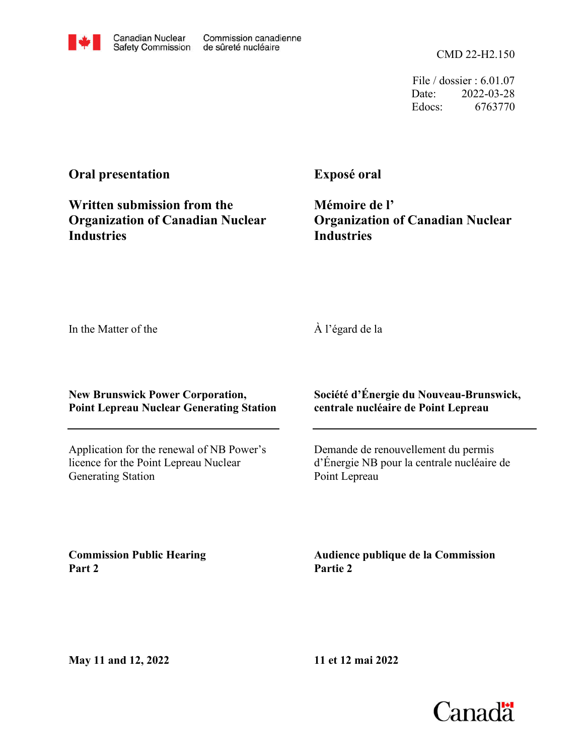Canadian Nuclear Safety Commission | Commission canadienne de sûreté nucléaire

CMD 22-H2.150

File / dossier : 6.01.07
Date: 2022-03-28
Edocs: 6763770

## Oral presentation

## Exposé oral

### Written submission from the Organization of Canadian Nuclear Industries

### Mémoire de l' Organization of Canadian Nuclear Industries

In the Matter of the

À l'égard de la

**New Brunswick Power Corporation, Point Lepreau Nuclear Generating Station**

**Société d'Énergie du Nouveau-Brunswick, centrale nucléaire de Point Lepreau**

Application for the renewal of NB Power's licence for the Point Lepreau Nuclear Generating Station

Demande de renouvellement du permis d'Énergie NB pour la centrale nucléaire de Point Lepreau

**Commission Public Hearing Part 2**

**Audience publique de la Commission Partie 2**

**May 11 and 12, 2022**

**11 et 12 mai 2022**

Canada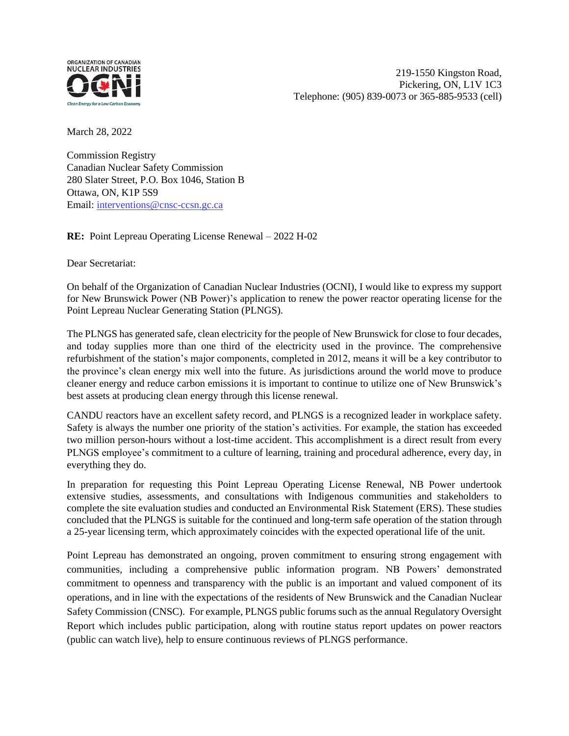ORGANIZATION OF CANADIAN NUCLEAR INDUSTRIES

OCNI

Clean Energy for a Low Carbon Economy

219-1550 Kingston Road,
Pickering, ON, L1V 1C3
Telephone: (905) 839-0073 or 365-885-9533 (cell)

March 28, 2022

Commission Registry
Canadian Nuclear Safety Commission
280 Slater Street, P.O. Box 1046, Station B
Ottawa, ON, K1P 5S9
Email: interventions@cnsc-ccsn.gc.ca

**RE:** Point Lepreau Operating License Renewal – 2022 H-02

Dear Secretariat:

On behalf of the Organization of Canadian Nuclear Industries (OCNI), I would like to express my support for New Brunswick Power (NB Power)'s application to renew the power reactor operating license for the Point Lepreau Nuclear Generating Station (PLNGS).

The PLNGS has generated safe, clean electricity for the people of New Brunswick for close to four decades, and today supplies more than one third of the electricity used in the province. The comprehensive refurbishment of the station's major components, completed in 2012, means it will be a key contributor to the province's clean energy mix well into the future. As jurisdictions around the world move to produce cleaner energy and reduce carbon emissions it is important to continue to utilize one of New Brunswick's best assets at producing clean energy through this license renewal.

CANDU reactors have an excellent safety record, and PLNGS is a recognized leader in workplace safety. Safety is always the number one priority of the station's activities. For example, the station has exceeded two million person-hours without a lost-time accident. This accomplishment is a direct result from every PLNGS employee's commitment to a culture of learning, training and procedural adherence, every day, in everything they do.

In preparation for requesting this Point Lepreau Operating License Renewal, NB Power undertook extensive studies, assessments, and consultations with Indigenous communities and stakeholders to complete the site evaluation studies and conducted an Environmental Risk Statement (ERS). These studies concluded that the PLNGS is suitable for the continued and long-term safe operation of the station through a 25-year licensing term, which approximately coincides with the expected operational life of the unit.

Point Lepreau has demonstrated an ongoing, proven commitment to ensuring strong engagement with communities, including a comprehensive public information program. NB Powers' demonstrated commitment to openness and transparency with the public is an important and valued component of its operations, and in line with the expectations of the residents of New Brunswick and the Canadian Nuclear Safety Commission (CNSC). For example, PLNGS public forums such as the annual Regulatory Oversight Report which includes public participation, along with routine status report updates on power reactors (public can watch live), help to ensure continuous reviews of PLNGS performance.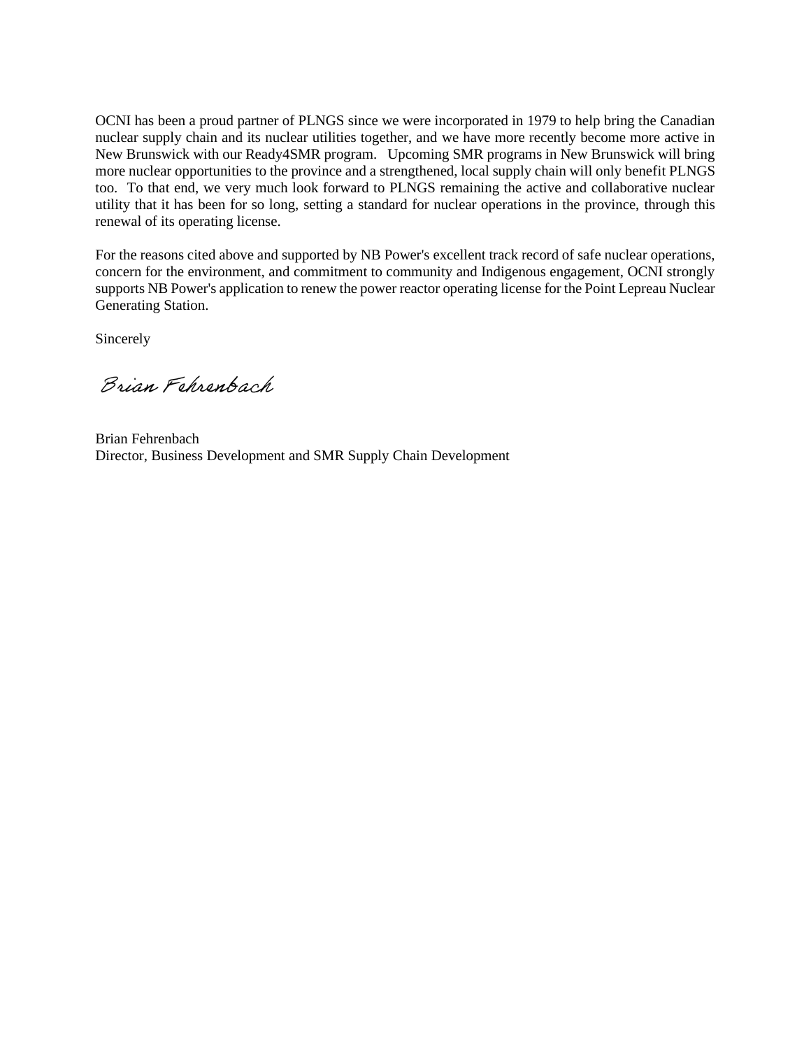OCNI has been a proud partner of PLNGS since we were incorporated in 1979 to help bring the Canadian nuclear supply chain and its nuclear utilities together, and we have more recently become more active in New Brunswick with our Ready4SMR program. Upcoming SMR programs in New Brunswick will bring more nuclear opportunities to the province and a strengthened, local supply chain will only benefit PLNGS too. To that end, we very much look forward to PLNGS remaining the active and collaborative nuclear utility that it has been for so long, setting a standard for nuclear operations in the province, through this renewal of its operating license.

For the reasons cited above and supported by NB Power's excellent track record of safe nuclear operations, concern for the environment, and commitment to community and Indigenous engagement, OCNI strongly supports NB Power's application to renew the power reactor operating license for the Point Lepreau Nuclear Generating Station.

Sincerely

*Brian Fehrenbach*

Brian Fehrenbach
Director, Business Development and SMR Supply Chain Development